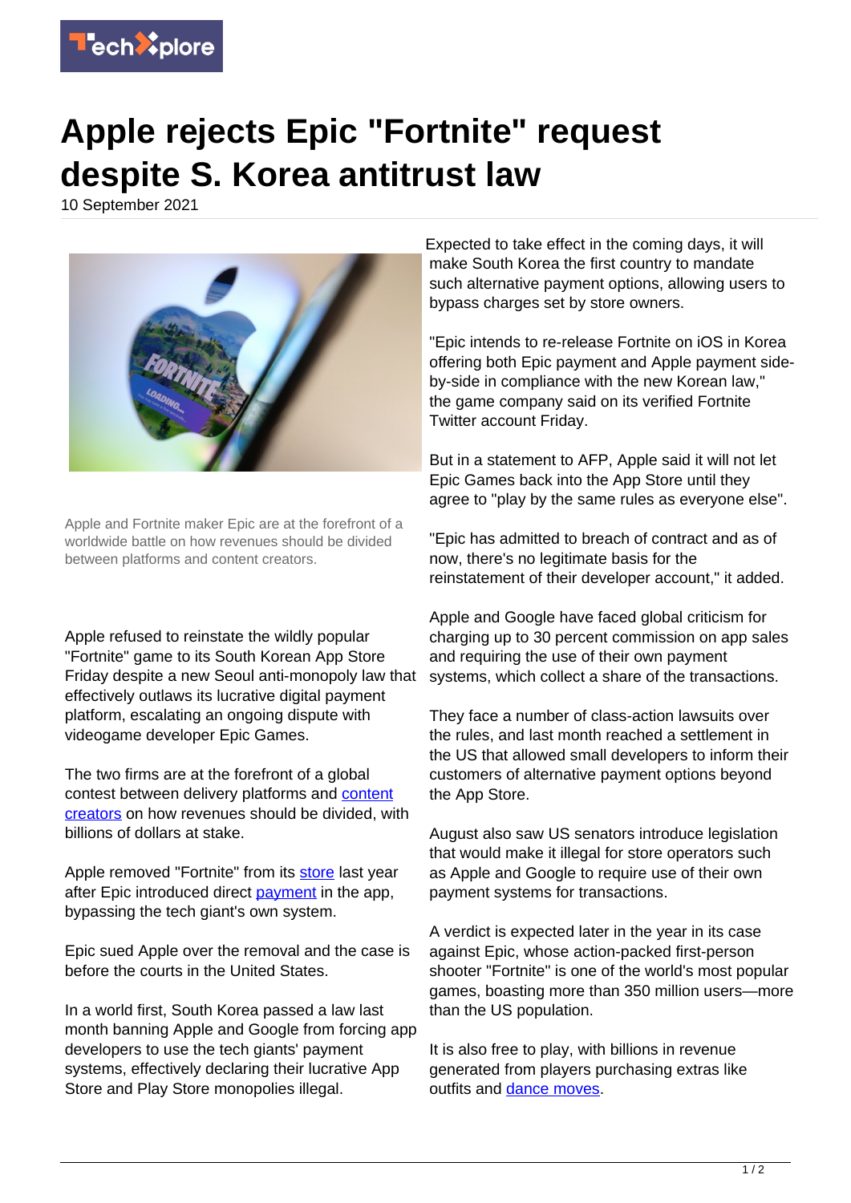# Apple rejects Epic "Fortnite" request despite S. Korea antitrust law

10 September 2021

Apple and Fortnite maker Epic are at the forefront of a worldwide battle on how revenues should be divided between platforms and content creators.

Apple refused to reinstate the wildly popular "Fortnite" game to its South Korean App Store Friday despite a new Seoul anti-monopoly law that effectively outlaws its lucrative digital payment platform, escalating an ongoing dispute with videogame developer Epic Games.

The two firms are at the forefront of a global contest between delivery platforms and content creators on how revenues should be divided, with billions of dollars at stake.

Apple removed "Fortnite" from its store last year after Epic introduced direct payment in the app, bypassing the tech giant's own system.

Epic sued Apple over the removal and the case is before the courts in the United States.

In a world first, South Korea passed a law last month banning Apple and Google from forcing app developers to use the tech giants' payment systems, effectively declaring their lucrative App Store and Play Store monopolies illegal.

Expected to take effect in the coming days, it will make South Korea the first country to mandate such alternative payment options, allowing users to bypass charges set by store owners.

"Epic intends to re-release Fortnite on iOS in Korea offering both Epic payment and Apple payment side-by-side in compliance with the new Korean law," the game company said on its verified Fortnite Twitter account Friday.

But in a statement to AFP, Apple said it will not let Epic Games back into the App Store until they agree to "play by the same rules as everyone else".

"Epic has admitted to breach of contract and as of now, there's no legitimate basis for the reinstatement of their developer account," it added.

Apple and Google have faced global criticism for charging up to 30 percent commission on app sales and requiring the use of their own payment systems, which collect a share of the transactions.

They face a number of class-action lawsuits over the rules, and last month reached a settlement in the US that allowed small developers to inform their customers of alternative payment options beyond the App Store.

August also saw US senators introduce legislation that would make it illegal for store operators such as Apple and Google to require use of their own payment systems for transactions.

A verdict is expected later in the year in its case against Epic, whose action-packed first-person shooter "Fortnite" is one of the world's most popular games, boasting more than 350 million users—more than the US population.

It is also free to play, with billions in revenue generated from players purchasing extras like outfits and dance moves.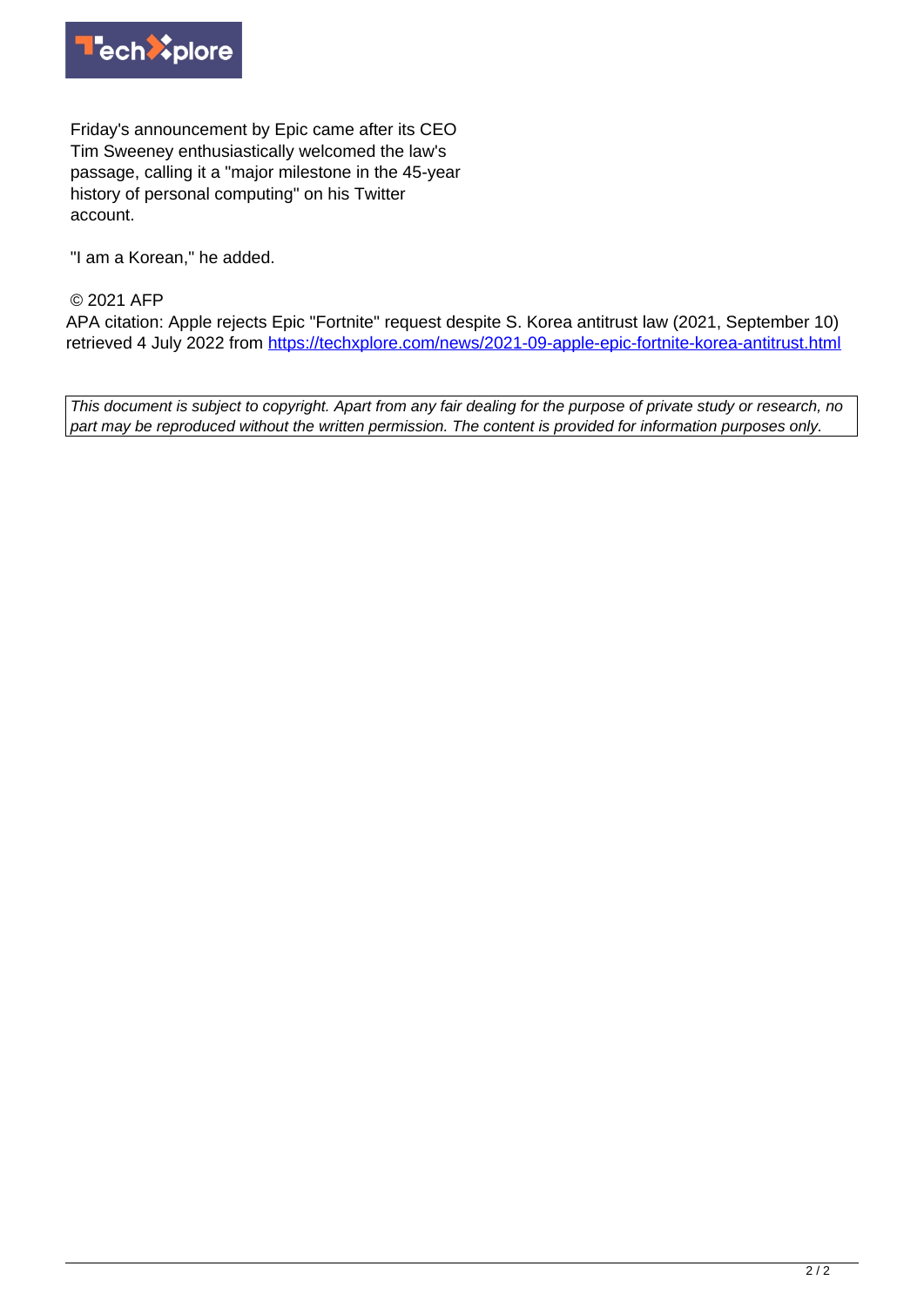Friday's announcement by Epic came after its CEO Tim Sweeney enthusiastically welcomed the law's passage, calling it a "major milestone in the 45-year history of personal computing" on his Twitter account.

"I am a Korean," he added.

© 2021 AFP

APA citation: Apple rejects Epic "Fortnite" request despite S. Korea antitrust law (2021, September 10) retrieved 4 July 2022 from https://techxplore.com/news/2021-09-apple-epic-fortnite-korea-antitrust.html

*This document is subject to copyright. Apart from any fair dealing for the purpose of private study or research, no part may be reproduced without the written permission. The content is provided for information purposes only.*